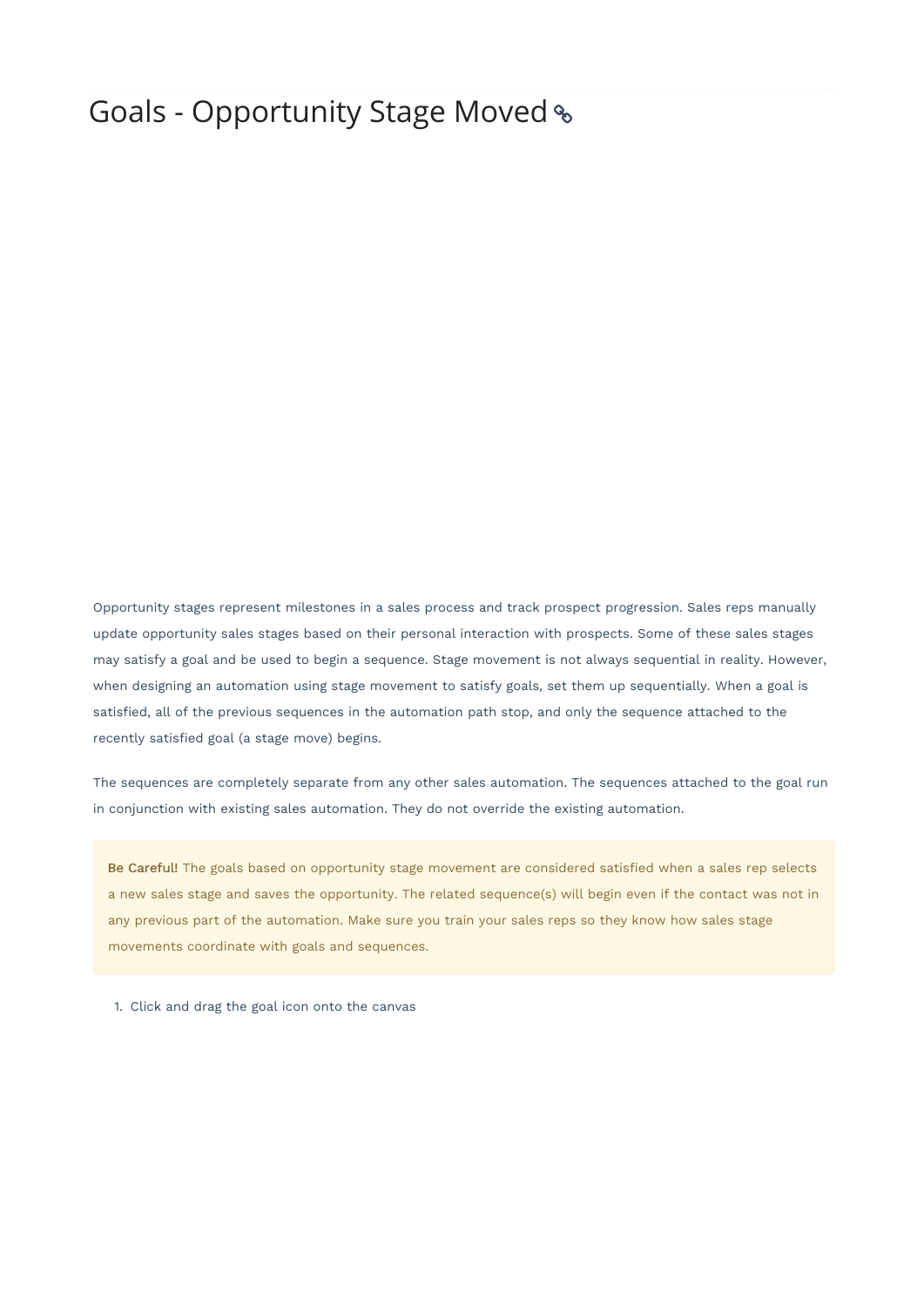# Goals - Opportunity Stage Moved

Opportunity stages represent milestones in a sales process and track prospect progression. Sales reps manually update opportunity sales stages based on their personal interaction with prospects. Some of these sales stages may satisfy a goal and be used to begin a sequence. Stage movement is not always sequential in reality. However, when designing an automation using stage movement to satisfy goals, set them up sequentially. When a goal is satisfied, all of the previous sequences in the automation path stop, and only the sequence attached to the recently satisfied goal (a stage move) begins.

The sequences are completely separate from any other sales automation. The sequences attached to the goal run in conjunction with existing sales automation. They do not override the existing automation.

> **Be Careful!** The goals based on opportunity stage movement are considered satisfied when a sales rep selects a new sales stage and saves the opportunity. The related sequence(s) will begin even if the contact was not in any previous part of the automation. Make sure you train your sales reps so they know how sales stage movements coordinate with goals and sequences.

1. Click and drag the goal icon onto the canvas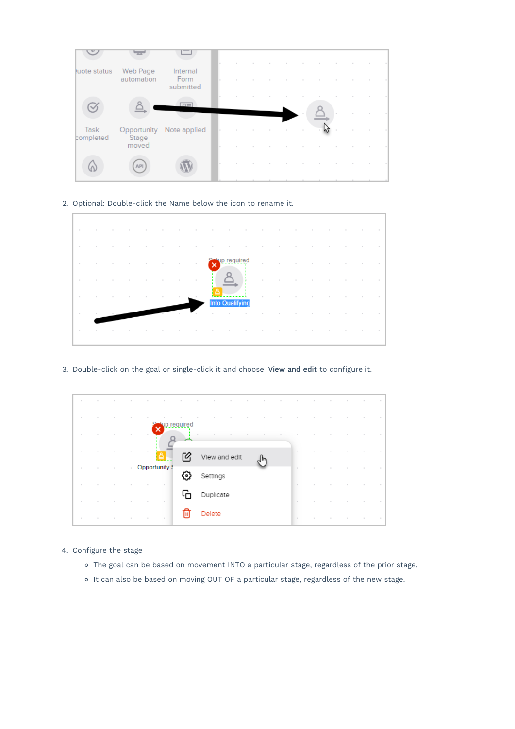2. Optional: Double-click the Name below the icon to rename it.

3. Double-click on the goal or single-click it and choose **View and edit** to configure it.

4. Configure the stage
   - The goal can be based on movement INTO a particular stage, regardless of the prior stage.
   - It can also be based on moving OUT OF a particular stage, regardless of the new stage.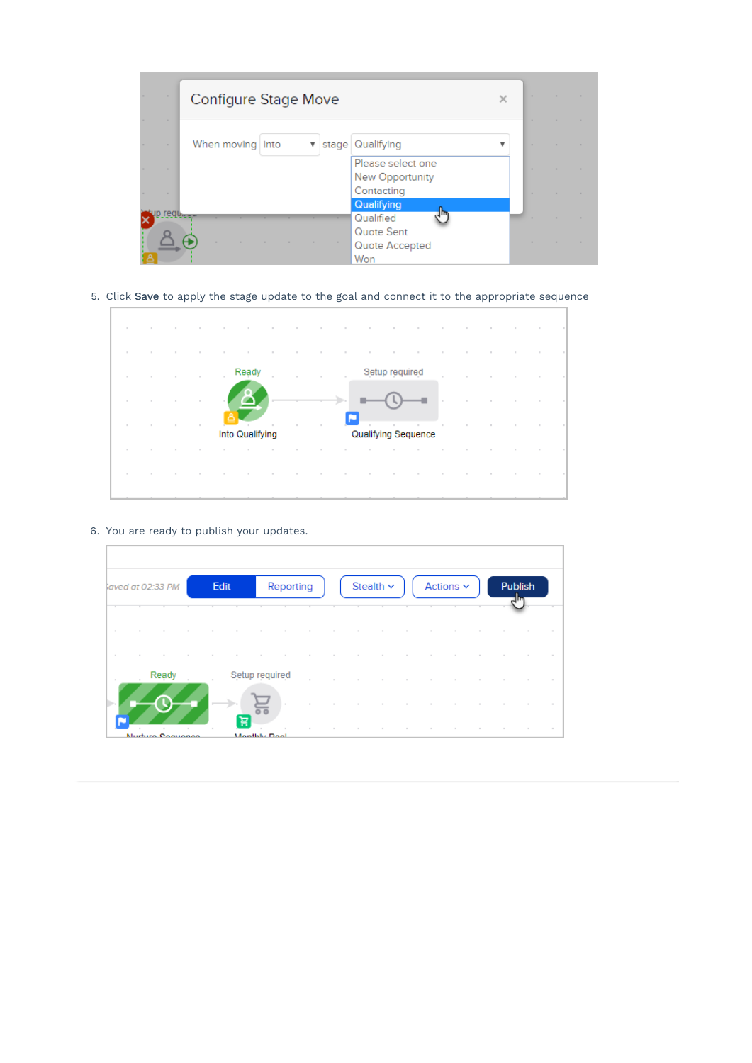5. Click **Save** to apply the stage update to the goal and connect it to the appropriate sequence

6. You are ready to publish your updates.